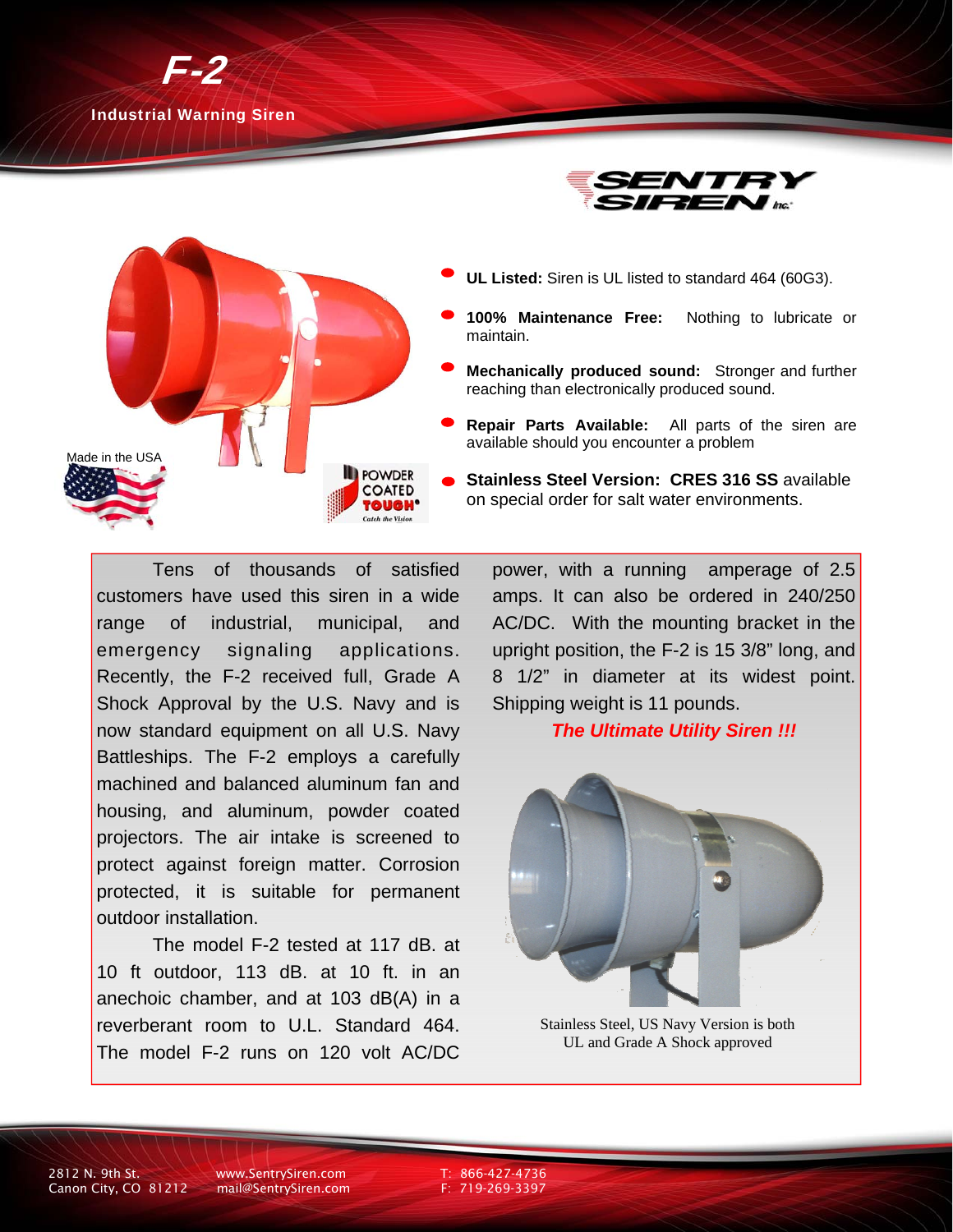# F-2

## Industrial Warning Siren

SENTRY SIREN Inc.

Made in the USA

POWDER COATED TOUGH® Catch the Vision

- **UL Listed:** Siren is UL listed to standard 464 (60G3).
- **100% Maintenance Free:** Nothing to lubricate or maintain.
- **Mechanically produced sound:** Stronger and further reaching than electronically produced sound.
- **Repair Parts Available:** All parts of the siren are available should you encounter a problem
- **Stainless Steel Version: CRES 316 SS** available on special order for salt water environments.

Tens of thousands of satisfied customers have used this siren in a wide range of industrial, municipal, and emergency signaling applications. Recently, the F-2 received full, Grade A Shock Approval by the U.S. Navy and is now standard equipment on all U.S. Navy Battleships. The F-2 employs a carefully machined and balanced aluminum fan and housing, and aluminum, powder coated projectors. The air intake is screened to protect against foreign matter. Corrosion protected, it is suitable for permanent outdoor installation.

The model F-2 tested at 117 dB. at 10 ft outdoor, 113 dB. at 10 ft. in an anechoic chamber, and at 103 dB(A) in a reverberant room to U.L. Standard 464. The model F-2 runs on 120 volt AC/DC power, with a running amperage of 2.5 amps. It can also be ordered in 240/250 AC/DC. With the mounting bracket in the upright position, the F-2 is 15 3/8" long, and 8 1/2" in diameter at its widest point. Shipping weight is 11 pounds.

***The Ultimate Utility Siren !!!***

Stainless Steel, US Navy Version is both UL and Grade A Shock approved

2812 N. 9th St.
Canon City, CO 81212

www.SentrySiren.com
mail@SentrySiren.com

T: 866-427-4736
F: 719-269-3397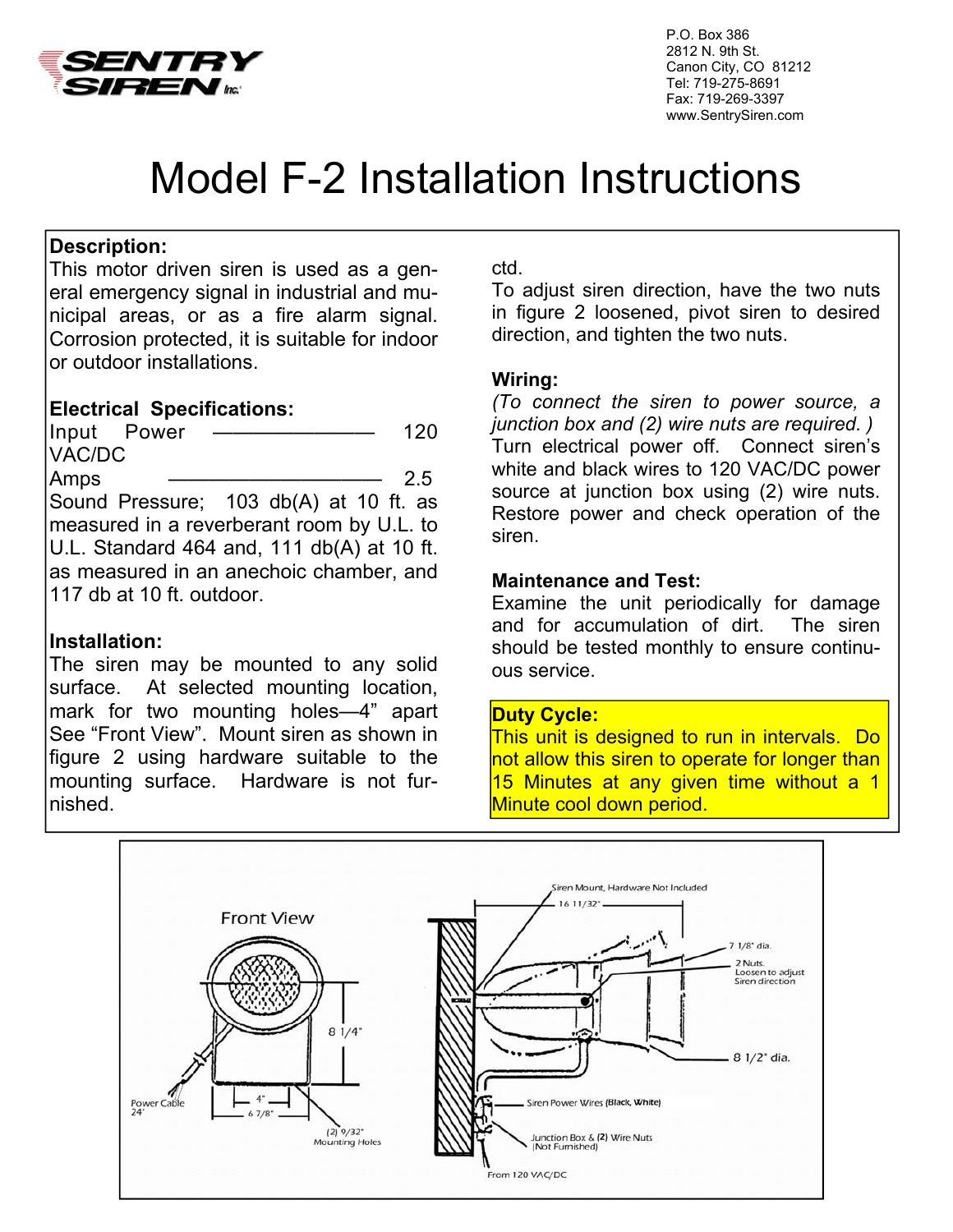**SENTRY SIREN** Inc.

P.O. Box 386
2812 N. 9th St.
Canon City, CO 81212
Tel: 719-275-8691
Fax: 719-269-3397
www.SentrySiren.com

# Model F-2 Installation Instructions

**Description:**
This motor driven siren is used as a general emergency signal in industrial and municipal areas, or as a fire alarm signal. Corrosion protected, it is suitable for indoor or outdoor installations.

**Electrical Specifications:**
Input Power ——————— 120 VAC/DC
Amps ———————— 2.5
Sound Pressure; 103 db(A) at 10 ft. as measured in a reverberant room by U.L. to U.L. Standard 464 and, 111 db(A) at 10 ft. as measured in an anechoic chamber, and 117 db at 10 ft. outdoor.

**Installation:**
The siren may be mounted to any solid surface. At selected mounting location, mark for two mounting holes—4" apart See "Front View". Mount siren as shown in figure 2 using hardware suitable to the mounting surface. Hardware is not furnished.

ctd.
To adjust siren direction, have the two nuts in figure 2 loosened, pivot siren to desired direction, and tighten the two nuts.

**Wiring:**
*(To connect the siren to power source, a junction box and (2) wire nuts are required. )*
Turn electrical power off. Connect siren's white and black wires to 120 VAC/DC power source at junction box using (2) wire nuts. Restore power and check operation of the siren.

**Maintenance and Test:**
Examine the unit periodically for damage and for accumulation of dirt. The siren should be tested monthly to ensure continuous service.

**Duty Cycle:**
This unit is designed to run in intervals. Do not allow this siren to operate for longer than 15 Minutes at any given time without a 1 Minute cool down period.

Front View

8 1/4"
4"
6 7/8"
Power Cable 24"
(2) 9/32" Mounting Holes

Siren Mount, Hardware Not Included
16 11/32"
7 1/8" dia.
2 Nuts. Loosen to adjust Siren direction
8 1/2" dia.
Siren Power Wires (Black, White)
Junction Box & (2) Wire Nuts (Not Furnished)
From 120 VAC/DC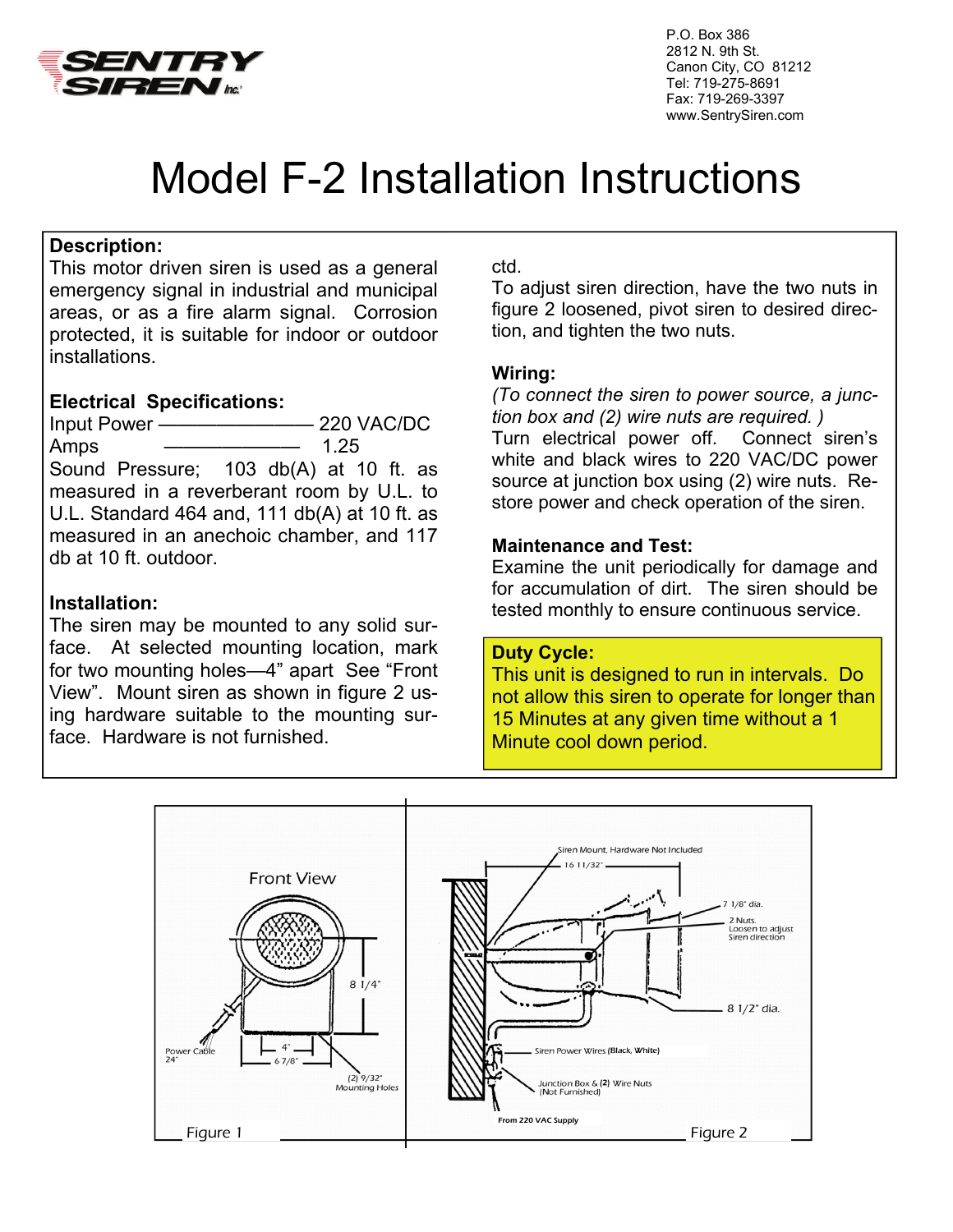P.O. Box 386
2812 N. 9th St.
Canon City, CO 81212
Tel: 719-275-8691
Fax: 719-269-3397
www.SentrySiren.com

# Model F-2 Installation Instructions

**Description:**
This motor driven siren is used as a general emergency signal in industrial and municipal areas, or as a fire alarm signal. Corrosion protected, it is suitable for indoor or outdoor installations.

**Electrical Specifications:**
Input Power ——————— 220 VAC/DC
Amps ————— 1.25
Sound Pressure; 103 db(A) at 10 ft. as measured in a reverberant room by U.L. to U.L. Standard 464 and, 111 db(A) at 10 ft. as measured in an anechoic chamber, and 117 db at 10 ft. outdoor.

**Installation:**
The siren may be mounted to any solid surface. At selected mounting location, mark for two mounting holes—4" apart See "Front View". Mount siren as shown in figure 2 using hardware suitable to the mounting surface. Hardware is not furnished.

ctd.
To adjust siren direction, have the two nuts in figure 2 loosened, pivot siren to desired direction, and tighten the two nuts.

**Wiring:**
*(To connect the siren to power source, a junction box and (2) wire nuts are required. )*
Turn electrical power off. Connect siren's white and black wires to 220 VAC/DC power source at junction box using (2) wire nuts. Restore power and check operation of the siren.

**Maintenance and Test:**
Examine the unit periodically for damage and for accumulation of dirt. The siren should be tested monthly to ensure continuous service.

**Duty Cycle:**
This unit is designed to run in intervals. Do not allow this siren to operate for longer than 15 Minutes at any given time without a 1 Minute cool down period.

Front View
8 1/4"
4"
6 7/8"
Power Cable 24"
(2) 9/32" Mounting Holes

Figure 1

Siren Mount, Hardware Not Included
16 11/32"
7 1/8" dia.
2 Nuts. Loosen to adjust Siren direction
8 1/2" dia.
Siren Power Wires (Black, White)
Junction Box & (2) Wire Nuts (Not Furnished)
From 220 VAC Supply

Figure 2